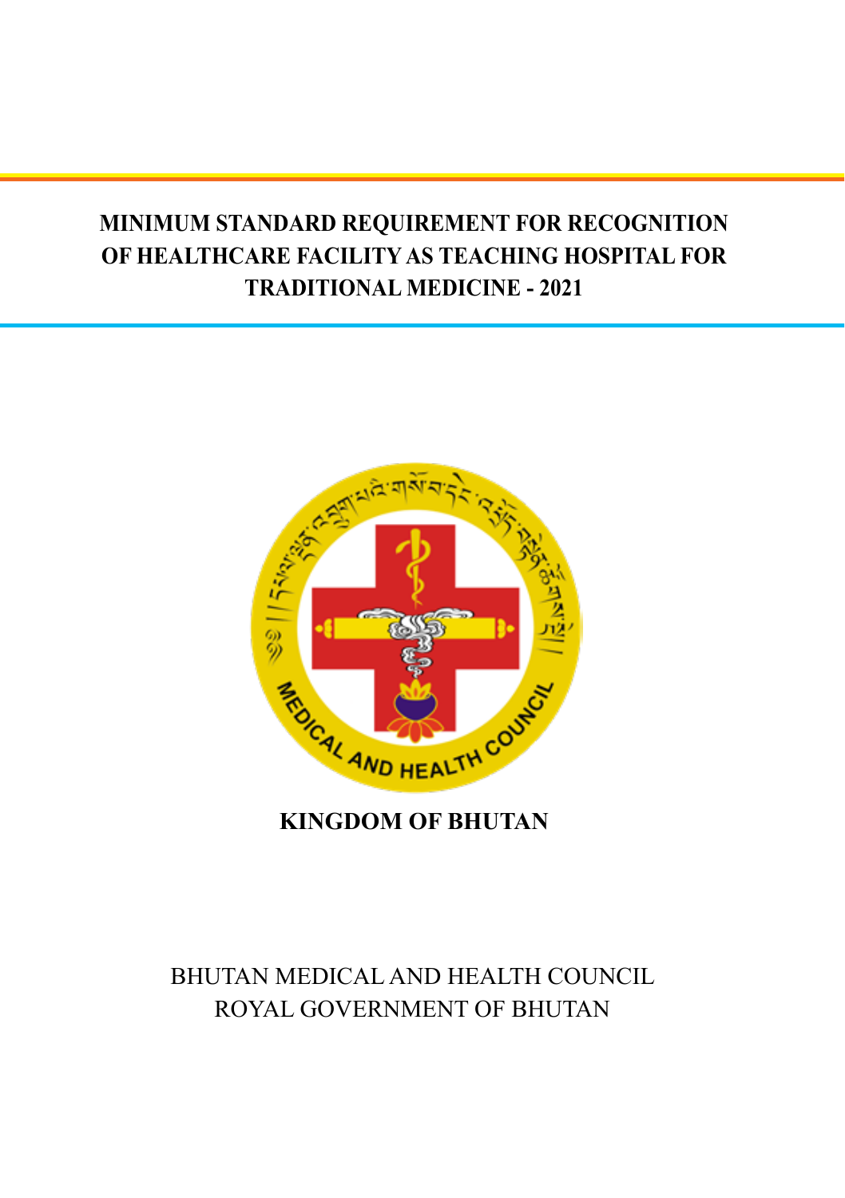# MINIMUM STANDARD REQUIREMENT FOR RECOGNITION OF HEALTHCARE FACILITY AS TEACHING HOSPITAL FOR TRADITIONAL MEDICINE - 2021

**KINGDOM OF BHUTAN**

BHUTAN MEDICAL AND HEALTH COUNCIL
ROYAL GOVERNMENT OF BHUTAN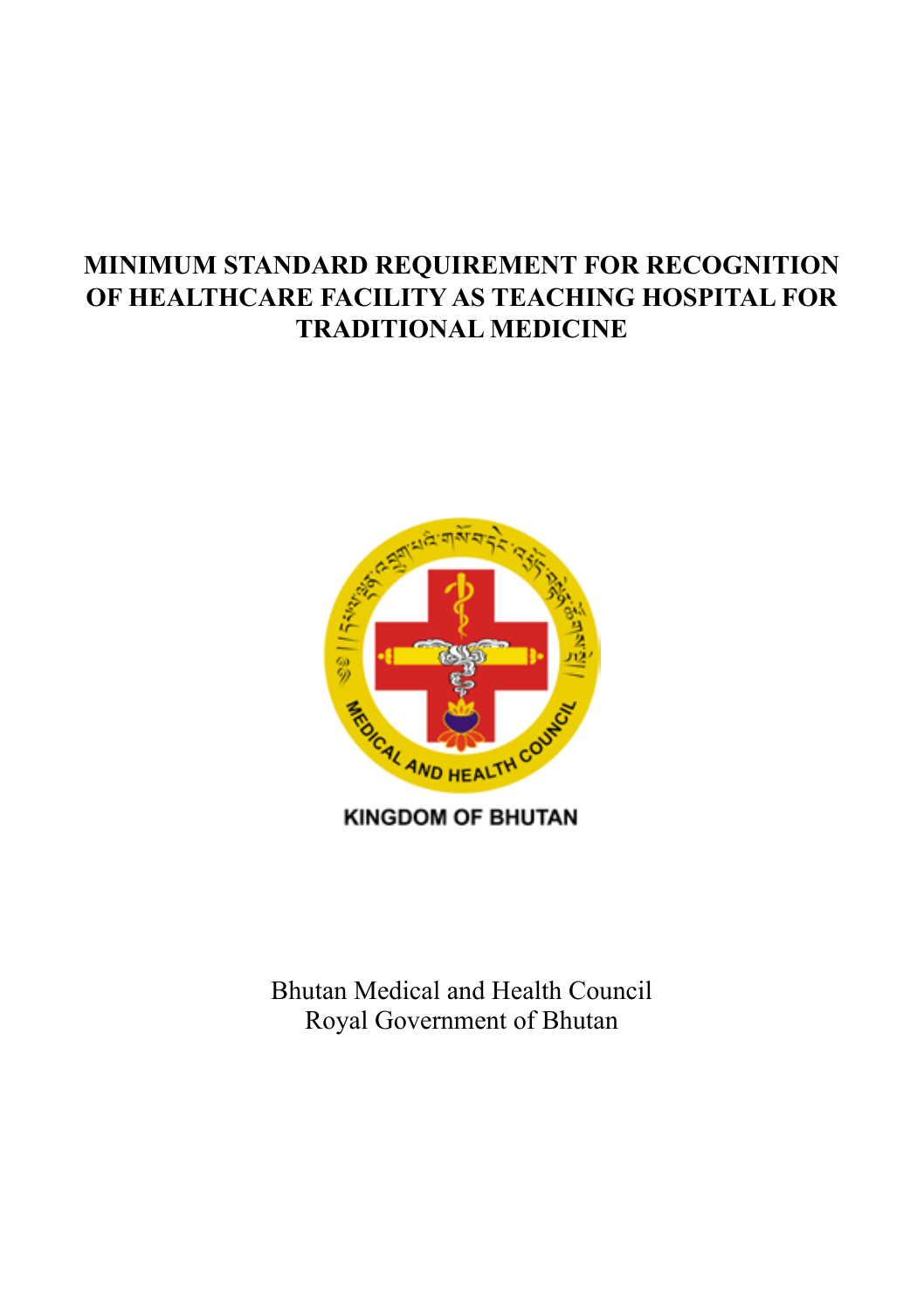# MINIMUM STANDARD REQUIREMENT FOR RECOGNITION OF HEALTHCARE FACILITY AS TEACHING HOSPITAL FOR TRADITIONAL MEDICINE

KINGDOM OF BHUTAN

Bhutan Medical and Health Council
Royal Government of Bhutan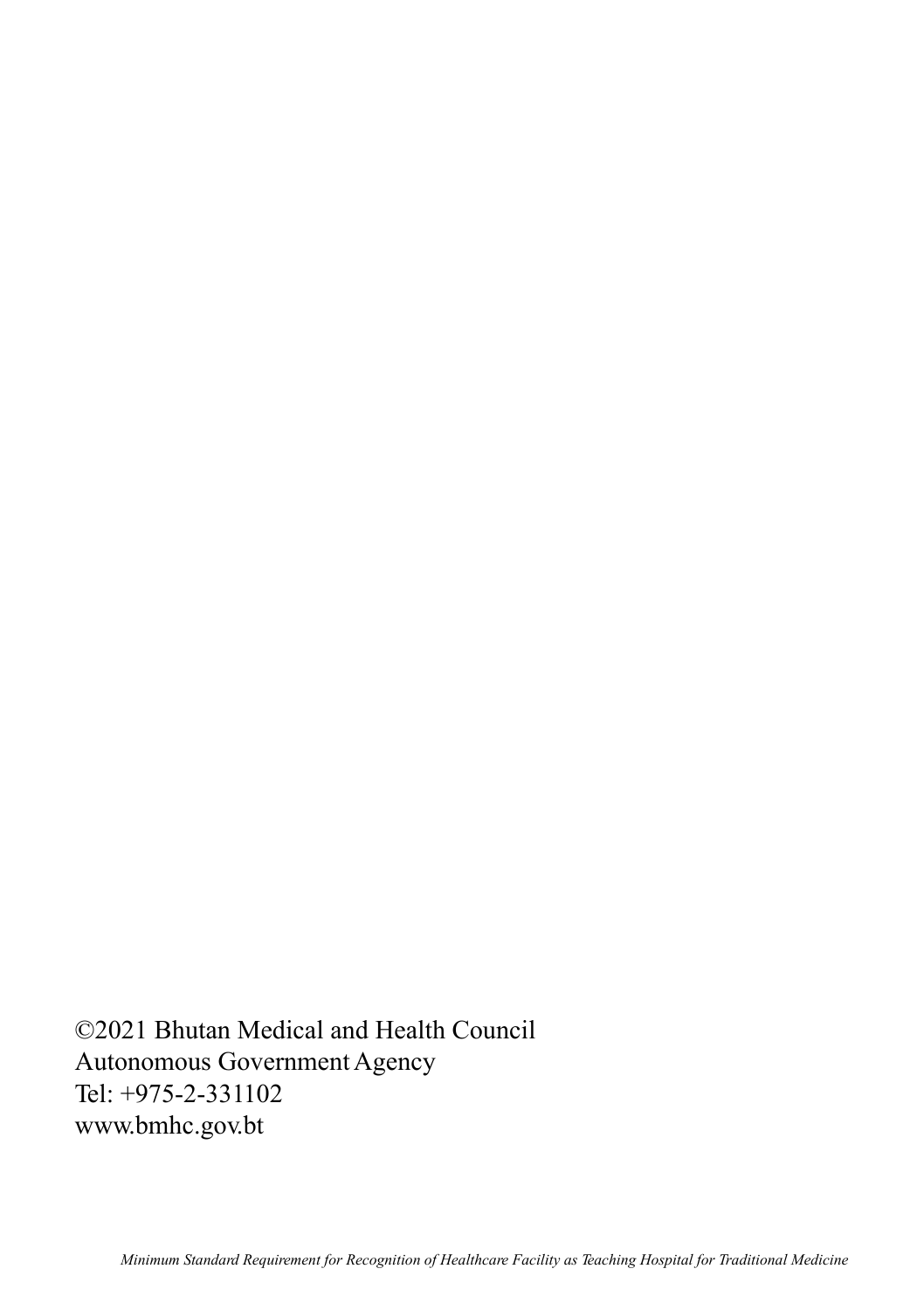©2021 Bhutan Medical and Health Council
Autonomous Government Agency
Tel: +975-2-331102
www.bmhc.gov.bt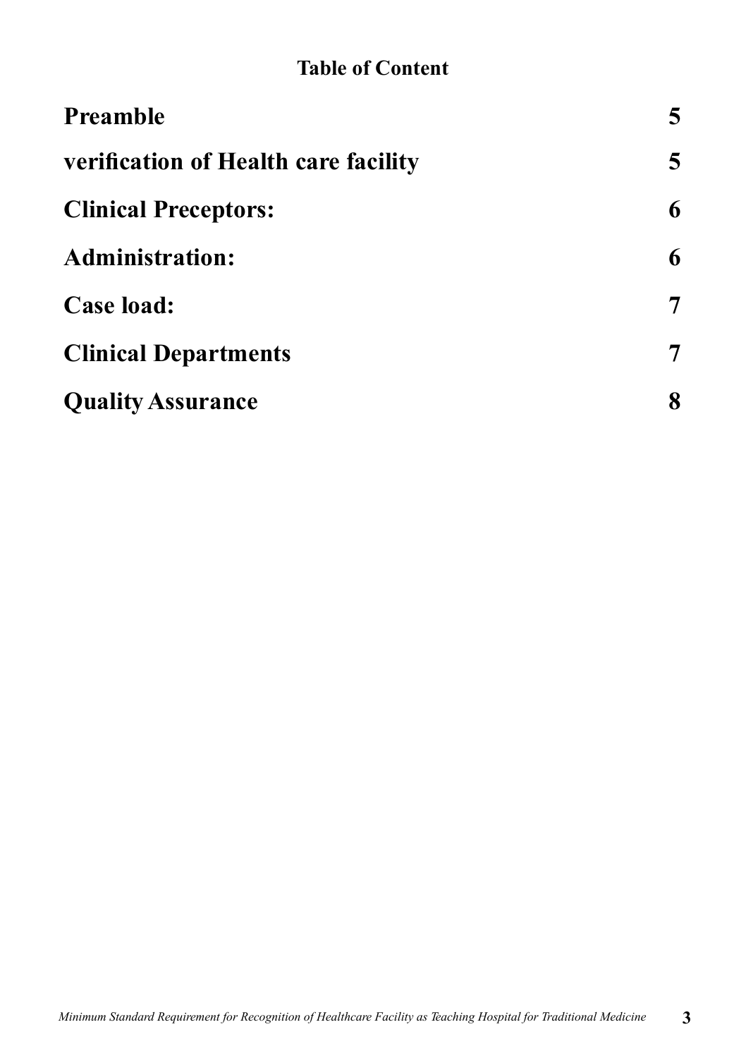## Table of Content

| | |
|---|---|
| **Preamble** | **5** |
| **verification of Health care facility** | **5** |
| **Clinical Preceptors:** | **6** |
| **Administration:** | **6** |
| **Case load:** | **7** |
| **Clinical Departments** | **7** |
| **Quality Assurance** | **8** |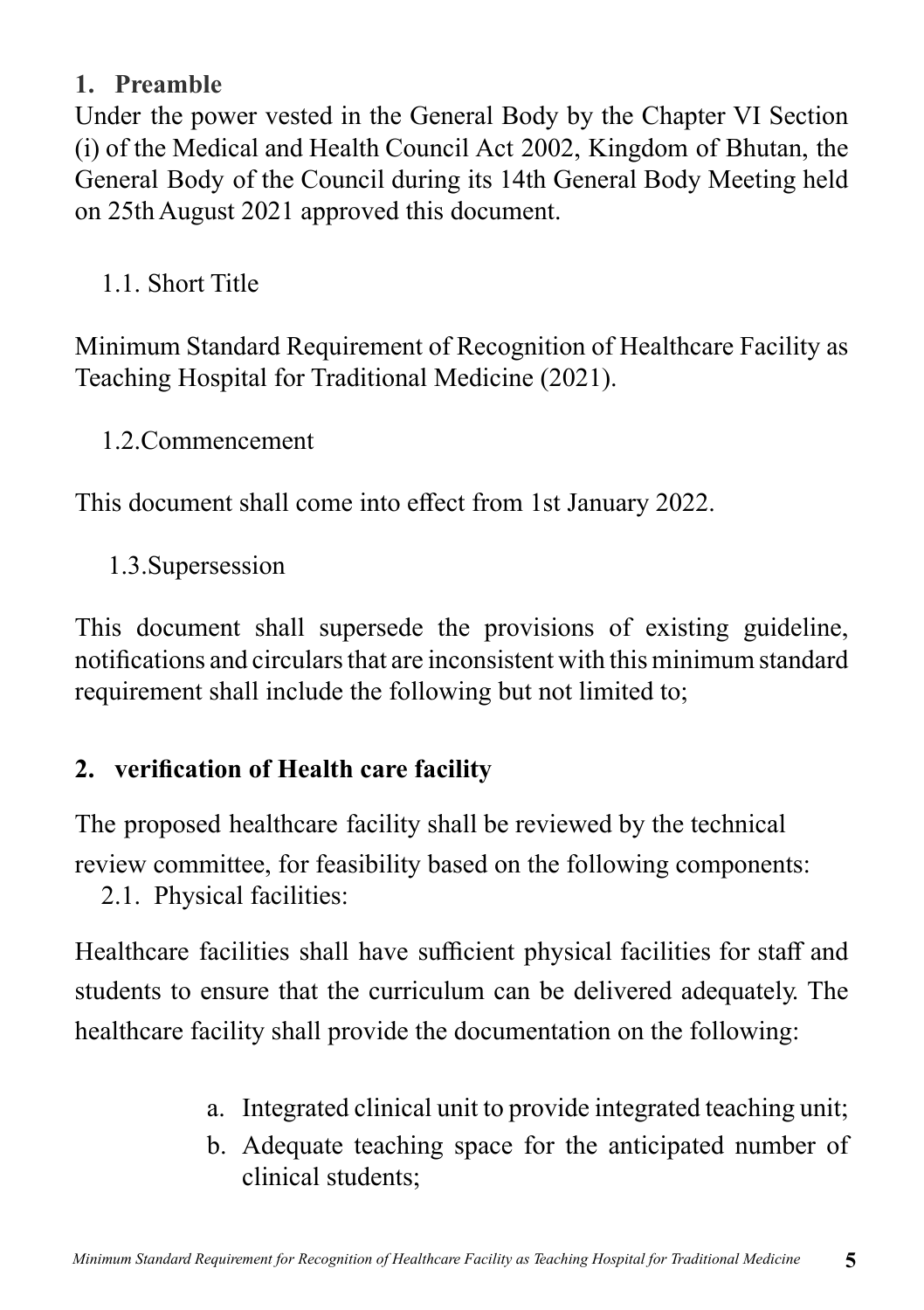## 1. Preamble

Under the power vested in the General Body by the Chapter VI Section (i) of the Medical and Health Council Act 2002, Kingdom of Bhutan, the General Body of the Council during its 14th General Body Meeting held on 25th August 2021 approved this document.

### 1.1. Short Title

Minimum Standard Requirement of Recognition of Healthcare Facility as Teaching Hospital for Traditional Medicine (2021).

### 1.2.Commencement

This document shall come into effect from 1st January 2022.

### 1.3.Supersession

This document shall supersede the provisions of existing guideline, notifications and circulars that are inconsistent with this minimum standard requirement shall include the following but not limited to;

## 2. verification of Health care facility

The proposed healthcare facility shall be reviewed by the technical review committee, for feasibility based on the following components:

### 2.1. Physical facilities:

Healthcare facilities shall have sufficient physical facilities for staff and students to ensure that the curriculum can be delivered adequately. The healthcare facility shall provide the documentation on the following:

a. Integrated clinical unit to provide integrated teaching unit;
b. Adequate teaching space for the anticipated number of clinical students;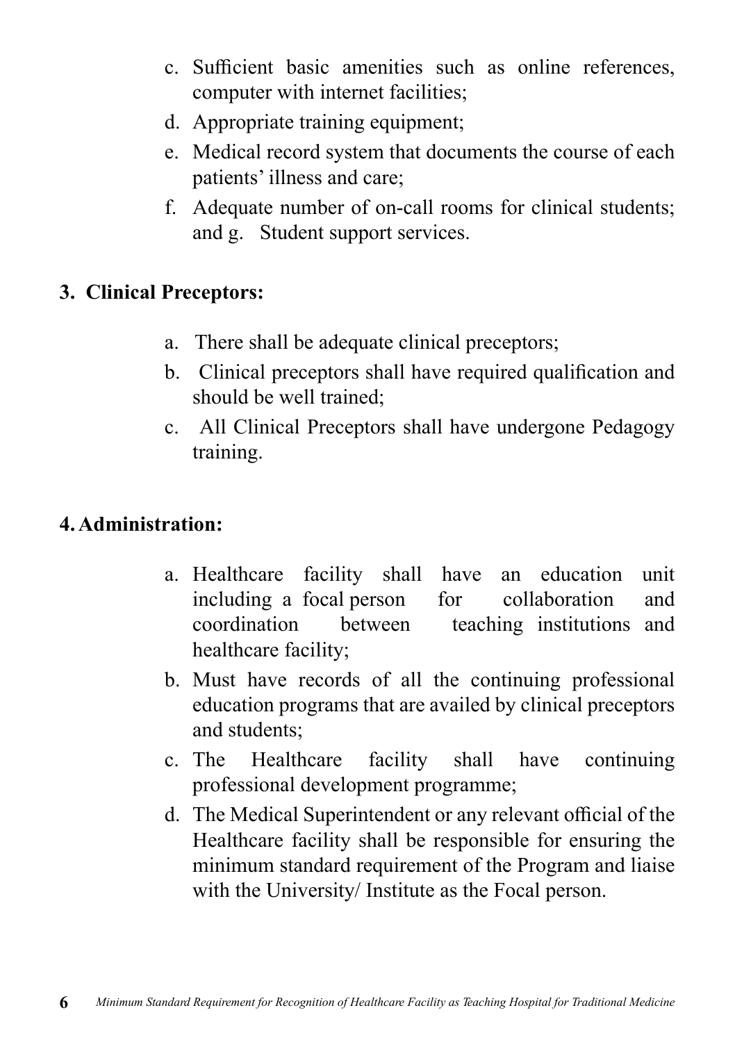c. Sufficient basic amenities such as online references, computer with internet facilities;
d. Appropriate training equipment;
e. Medical record system that documents the course of each patients' illness and care;
f. Adequate number of on-call rooms for clinical students; and g. Student support services.

**3. Clinical Preceptors:**

a. There shall be adequate clinical preceptors;
b. Clinical preceptors shall have required qualification and should be well trained;
c. All Clinical Preceptors shall have undergone Pedagogy training.

**4. Administration:**

a. Healthcare facility shall have an education unit including a focal person for collaboration and coordination between teaching institutions and healthcare facility;
b. Must have records of all the continuing professional education programs that are availed by clinical preceptors and students;
c. The Healthcare facility shall have continuing professional development programme;
d. The Medical Superintendent or any relevant official of the Healthcare facility shall be responsible for ensuring the minimum standard requirement of the Program and liaise with the University/ Institute as the Focal person.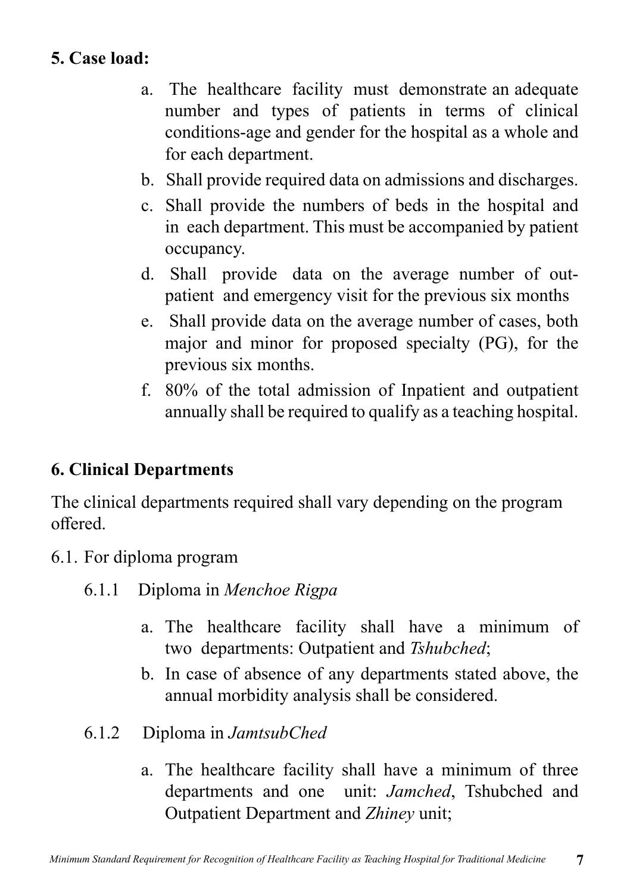**5. Case load:**

a. The healthcare facility must demonstrate an adequate number and types of patients in terms of clinical conditions-age and gender for the hospital as a whole and for each department.

b. Shall provide required data on admissions and discharges.

c. Shall provide the numbers of beds in the hospital and in each department. This must be accompanied by patient occupancy.

d. Shall provide data on the average number of out-patient and emergency visit for the previous six months

e. Shall provide data on the average number of cases, both major and minor for proposed specialty (PG), for the previous six months.

f. 80% of the total admission of Inpatient and outpatient annually shall be required to qualify as a teaching hospital.

**6. Clinical Departments**

The clinical departments required shall vary depending on the program offered.

6.1. For diploma program

6.1.1 Diploma in *Menchoe Rigpa*

a. The healthcare facility shall have a minimum of two departments: Outpatient and *Tshubched*;

b. In case of absence of any departments stated above, the annual morbidity analysis shall be considered.

6.1.2 Diploma in *JamtsubChed*

a. The healthcare facility shall have a minimum of three departments and one unit: *Jamched*, Tshubched and Outpatient Department and *Zhiney* unit;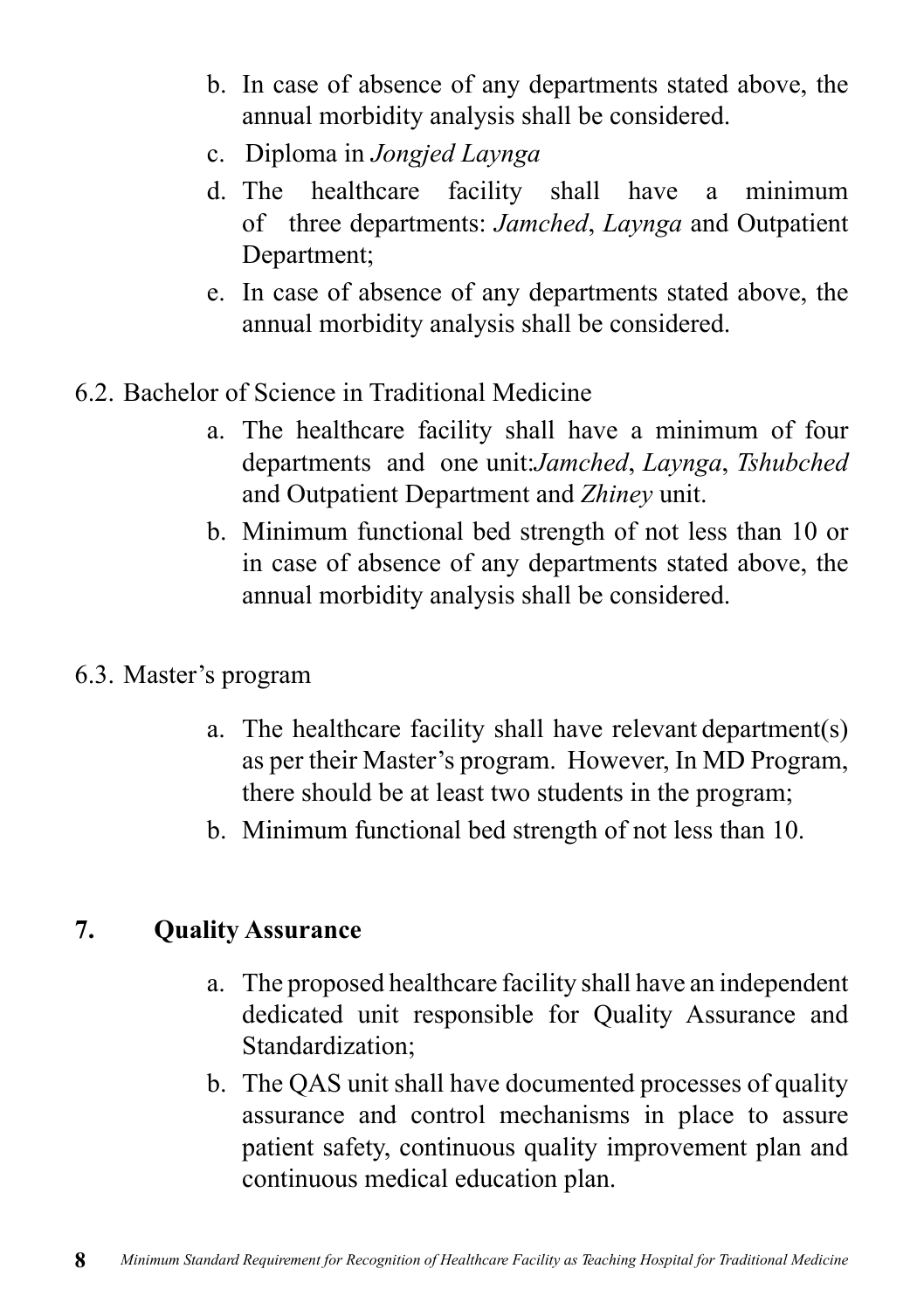b. In case of absence of any departments stated above, the annual morbidity analysis shall be considered.

c. Diploma in *Jongjed Laynga*

d. The healthcare facility shall have a minimum of three departments: *Jamched*, *Laynga* and Outpatient Department;

e. In case of absence of any departments stated above, the annual morbidity analysis shall be considered.

6.2. Bachelor of Science in Traditional Medicine

a. The healthcare facility shall have a minimum of four departments and one unit:*Jamched*, *Laynga*, *Tshubched* and Outpatient Department and *Zhiney* unit.

b. Minimum functional bed strength of not less than 10 or in case of absence of any departments stated above, the annual morbidity analysis shall be considered.

6.3. Master's program

a. The healthcare facility shall have relevant department(s) as per their Master's program. However, In MD Program, there should be at least two students in the program;

b. Minimum functional bed strength of not less than 10.

## 7. Quality Assurance

a. The proposed healthcare facility shall have an independent dedicated unit responsible for Quality Assurance and Standardization;

b. The QAS unit shall have documented processes of quality assurance and control mechanisms in place to assure patient safety, continuous quality improvement plan and continuous medical education plan.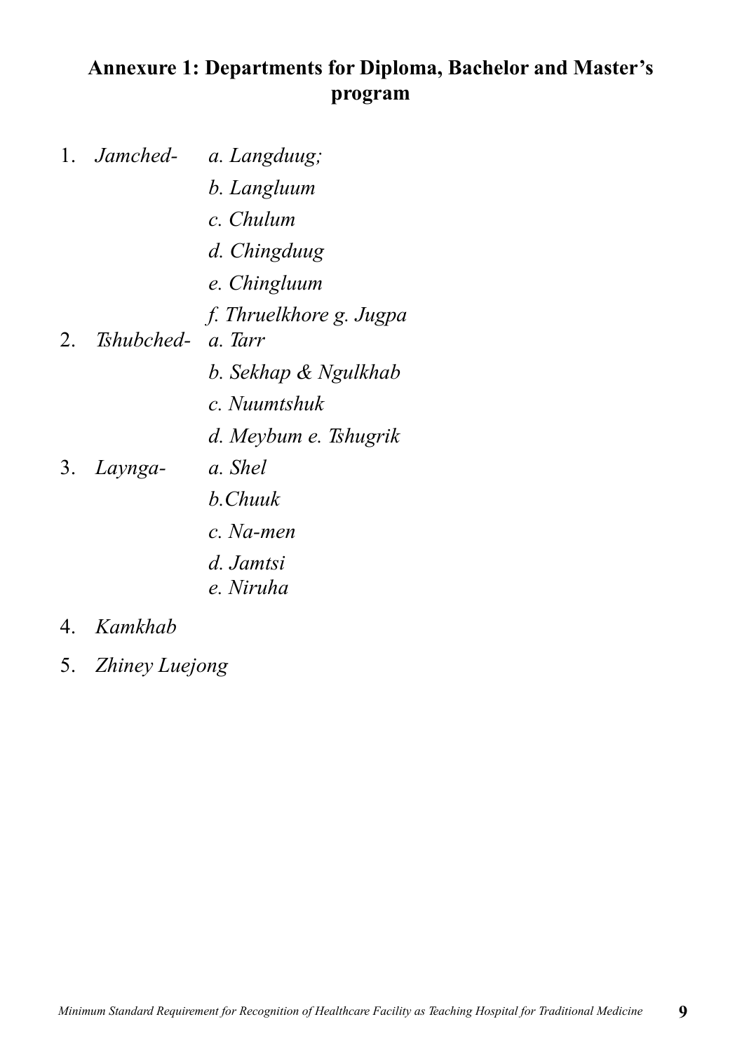## Annexure 1: Departments for Diploma, Bachelor and Master's program

1. *Jamched-*
   - *a. Langduug;*
   - *b. Langluum*
   - *c. Chulum*
   - *d. Chingduug*
   - *e. Chingluum*
   - *f. Thruelkhore g. Jugpa*
2. *Tshubched-*
   - *a. Tarr*
   - *b. Sekhap & Ngulkhab*
   - *c. Nuumtshuk*
   - *d. Meybum e. Tshugrik*
3. *Laynga-*
   - *a. Shel*
   - *b.Chuuk*
   - *c. Na-men*
   - *d. Jamtsi*
   - *e. Niruha*
4. *Kamkhab*
5. *Zhiney Luejong*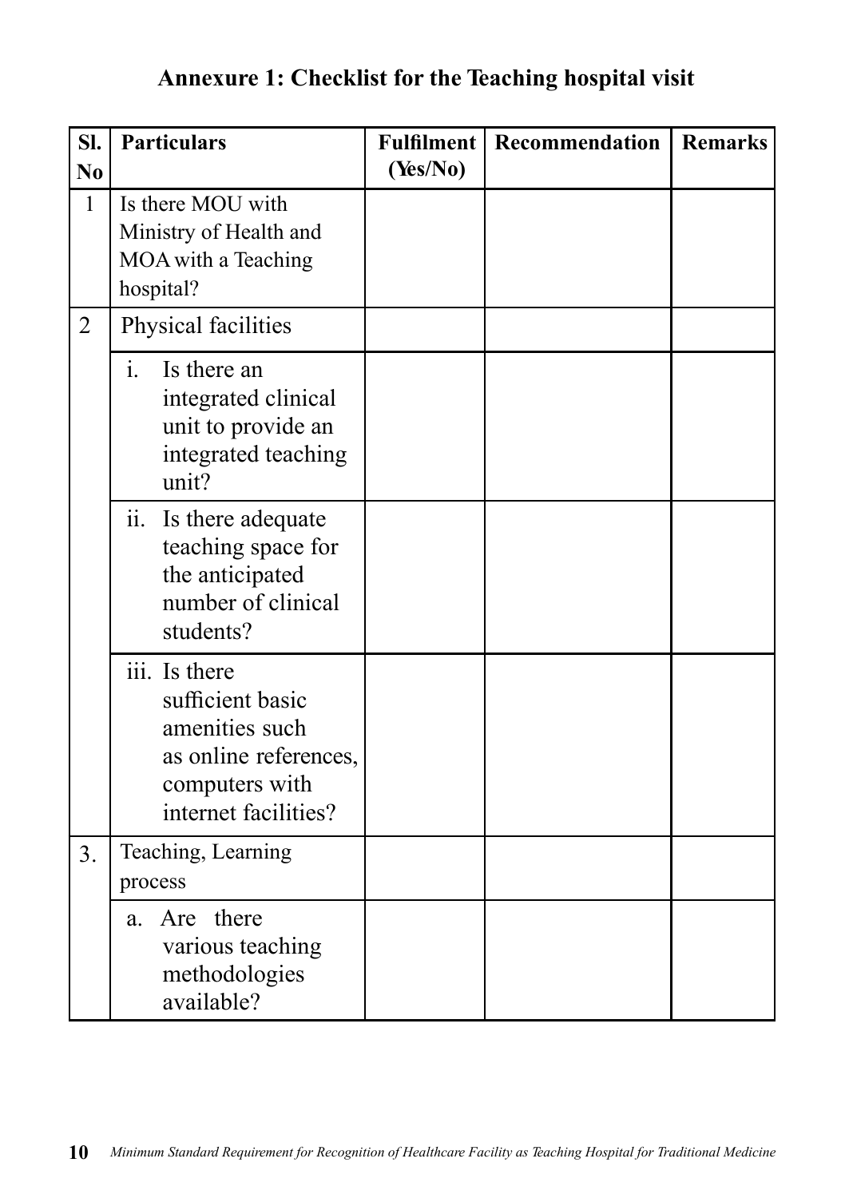## Annexure 1: Checklist for the Teaching hospital visit

| Sl. No | Particulars | Fulfilment (Yes/No) | Recommendation | Remarks |
|---|---|---|---|---|
| 1 | Is there MOU with Ministry of Health and MOA with a Teaching hospital? | | | |
| 2 | Physical facilities | | | |
| | i. Is there an integrated clinical unit to provide an integrated teaching unit? | | | |
| | ii. Is there adequate teaching space for the anticipated number of clinical students? | | | |
| | iii. Is there sufficient basic amenities such as online references, computers with internet facilities? | | | |
| 3. | Teaching, Learning process | | | |
| | a. Are there various teaching methodologies available? | | | |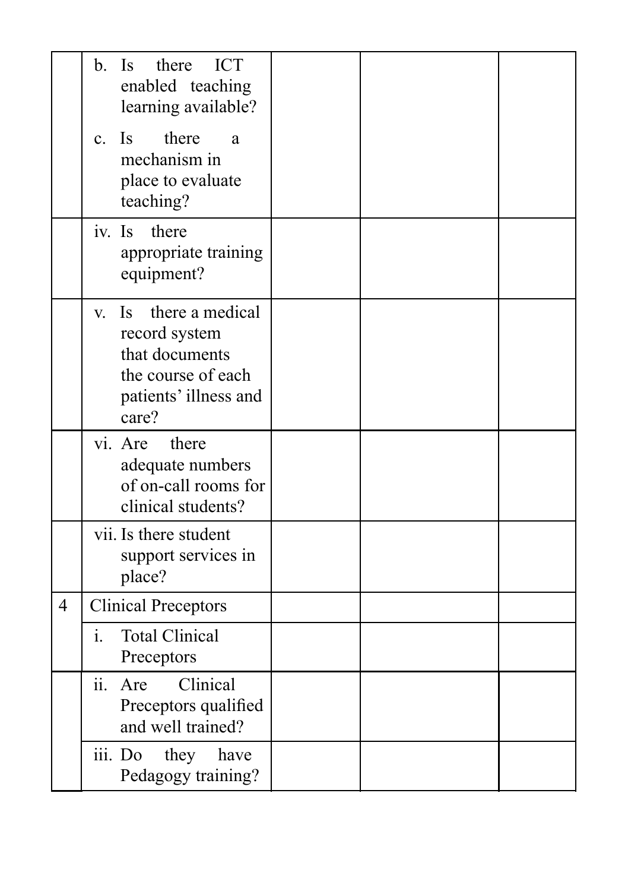| | | | | |
|---|---|---|---|---|
| | b. Is there ICT enabled teaching learning available?<br><br>c. Is there a mechanism in place to evaluate teaching? | | | |
| | iv. Is there appropriate training equipment? | | | |
| | v. Is there a medical record system that documents the course of each patients' illness and care? | | | |
| | vi. Are there adequate numbers of on-call rooms for clinical students? | | | |
| | vii. Is there student support services in place? | | | |
| 4 | Clinical Preceptors | | | |
| | i. Total Clinical Preceptors | | | |
| | ii. Are Clinical Preceptors qualified and well trained? | | | |
| | iii. Do they have Pedagogy training? | | | |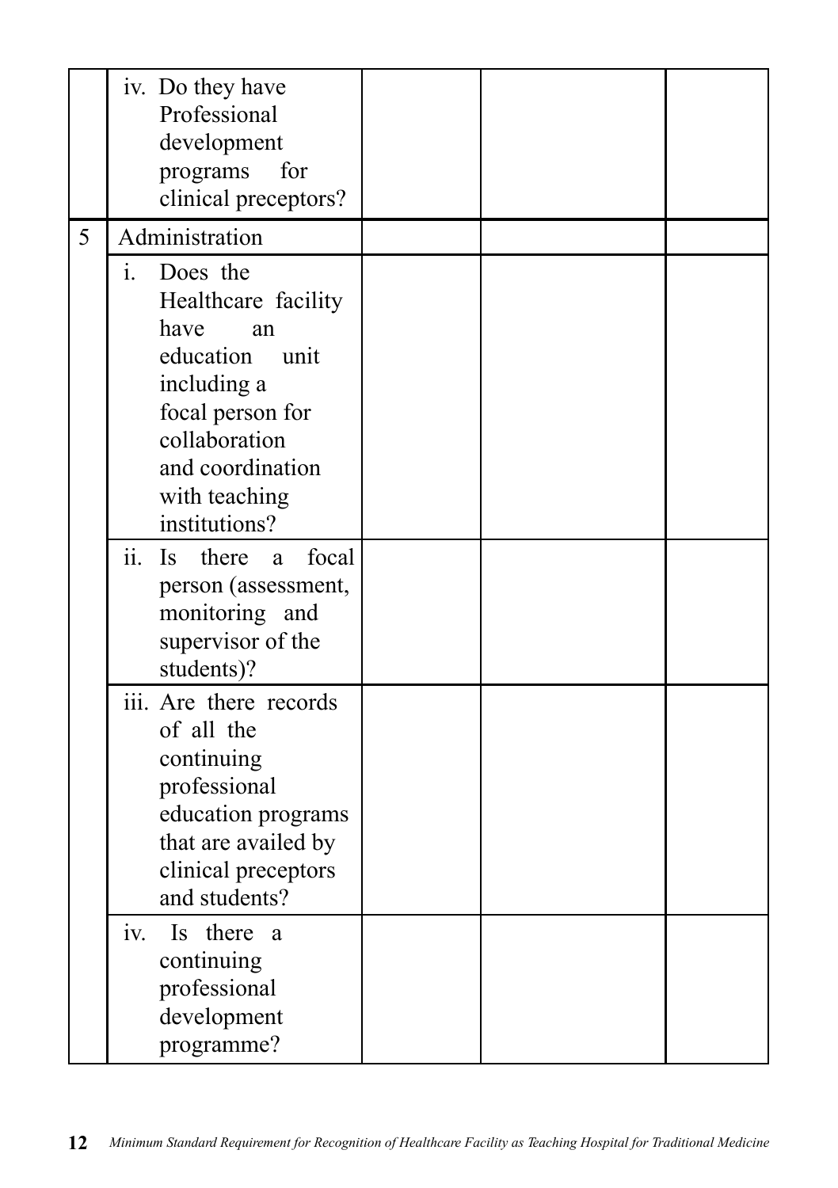| | | | | |
|---|---|---|---|---|
| | iv. Do they have Professional development programs for clinical preceptors? | | | |
| 5 | Administration | | | |
| | i. Does the Healthcare facility have an education unit including a focal person for collaboration and coordination with teaching institutions? | | | |
| | ii. Is there a focal person (assessment, monitoring and supervisor of the students)? | | | |
| | iii. Are there records of all the continuing professional education programs that are availed by clinical preceptors and students? | | | |
| | iv. Is there a continuing professional development programme? | | | |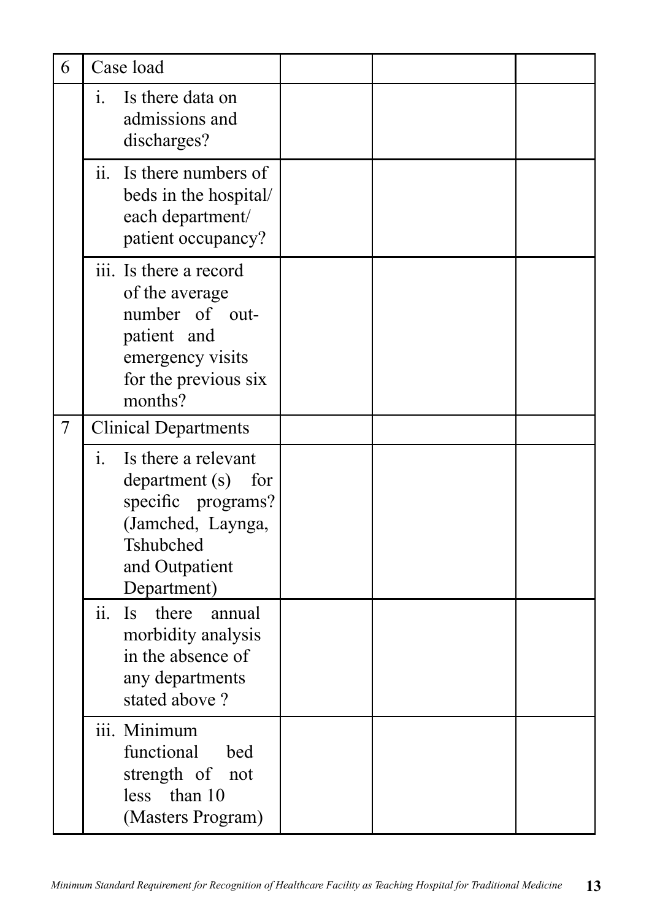| 6 | Case load | | | |
|---|---|---|---|---|
| | i. Is there data on admissions and discharges? | | | |
| | ii. Is there numbers of beds in the hospital/ each department/ patient occupancy? | | | |
| | iii. Is there a record of the average number of out-patient and emergency visits for the previous six months? | | | |
| 7 | Clinical Departments | | | |
| | i. Is there a relevant department (s) for specific programs? (Jamched, Laynga, Tshubched and Outpatient Department) | | | |
| | ii. Is there annual morbidity analysis in the absence of any departments stated above ? | | | |
| | iii. Minimum functional bed strength of not less than 10 (Masters Program) | | | |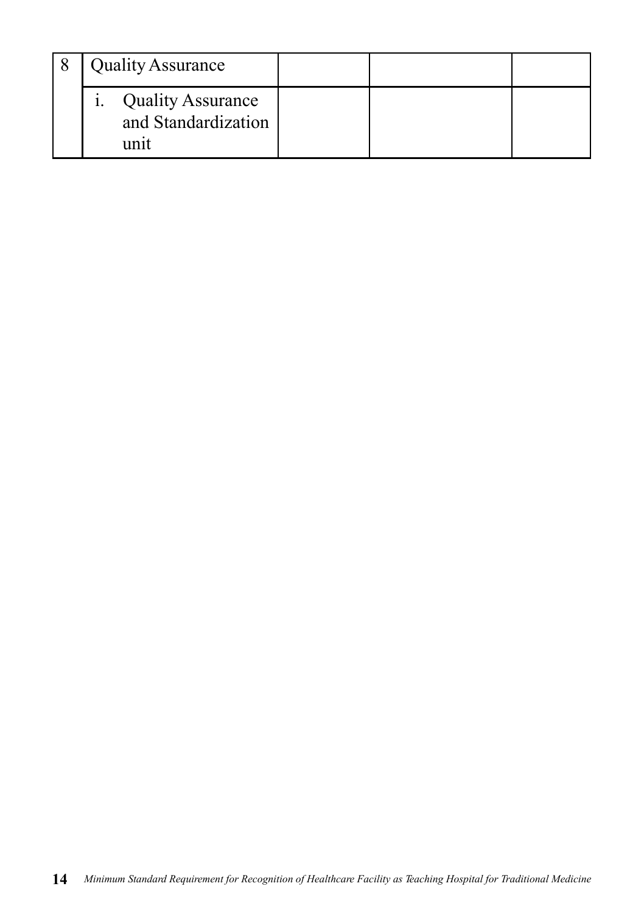| | | | | |
|---|---|---|---|---|
| 8 | Quality Assurance | | | |
| | i. Quality Assurance and Standardization unit | | | |